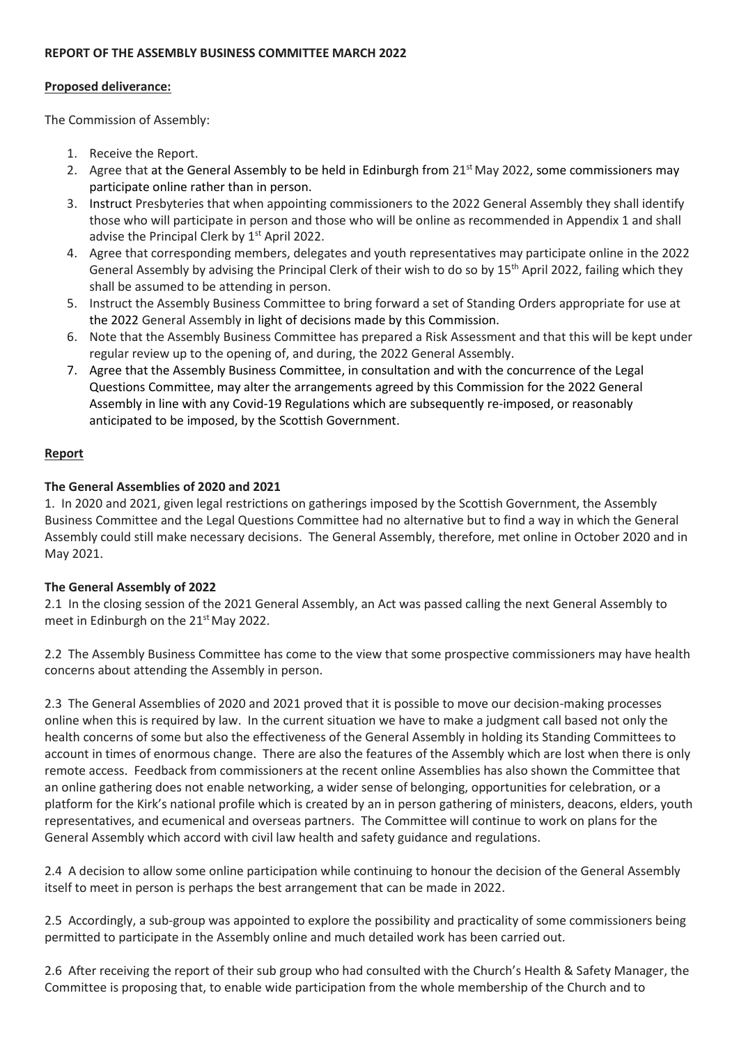**REPORT OF THE ASSEMBLY BUSINESS COMMITTEE MARCH 2022**

**Proposed deliverance:**

The Commission of Assembly:

1. Receive the Report.
2. Agree that at the General Assembly to be held in Edinburgh from 21st May 2022, some commissioners may participate online rather than in person.
3. Instruct Presbyteries that when appointing commissioners to the 2022 General Assembly they shall identify those who will participate in person and those who will be online as recommended in Appendix 1 and shall advise the Principal Clerk by 1st April 2022.
4. Agree that corresponding members, delegates and youth representatives may participate online in the 2022 General Assembly by advising the Principal Clerk of their wish to do so by 15th April 2022, failing which they shall be assumed to be attending in person.
5. Instruct the Assembly Business Committee to bring forward a set of Standing Orders appropriate for use at the 2022 General Assembly in light of decisions made by this Commission.
6. Note that the Assembly Business Committee has prepared a Risk Assessment and that this will be kept under regular review up to the opening of, and during, the 2022 General Assembly.
7. Agree that the Assembly Business Committee, in consultation and with the concurrence of the Legal Questions Committee, may alter the arrangements agreed by this Commission for the 2022 General Assembly in line with any Covid-19 Regulations which are subsequently re-imposed, or reasonably anticipated to be imposed, by the Scottish Government.

**Report**

**The General Assemblies of 2020 and 2021**

1. In 2020 and 2021, given legal restrictions on gatherings imposed by the Scottish Government, the Assembly Business Committee and the Legal Questions Committee had no alternative but to find a way in which the General Assembly could still make necessary decisions. The General Assembly, therefore, met online in October 2020 and in May 2021.

**The General Assembly of 2022**

2.1 In the closing session of the 2021 General Assembly, an Act was passed calling the next General Assembly to meet in Edinburgh on the 21st May 2022.

2.2 The Assembly Business Committee has come to the view that some prospective commissioners may have health concerns about attending the Assembly in person.

2.3 The General Assemblies of 2020 and 2021 proved that it is possible to move our decision-making processes online when this is required by law. In the current situation we have to make a judgment call based not only the health concerns of some but also the effectiveness of the General Assembly in holding its Standing Committees to account in times of enormous change. There are also the features of the Assembly which are lost when there is only remote access. Feedback from commissioners at the recent online Assemblies has also shown the Committee that an online gathering does not enable networking, a wider sense of belonging, opportunities for celebration, or a platform for the Kirk's national profile which is created by an in person gathering of ministers, deacons, elders, youth representatives, and ecumenical and overseas partners. The Committee will continue to work on plans for the General Assembly which accord with civil law health and safety guidance and regulations.

2.4 A decision to allow some online participation while continuing to honour the decision of the General Assembly itself to meet in person is perhaps the best arrangement that can be made in 2022.

2.5 Accordingly, a sub-group was appointed to explore the possibility and practicality of some commissioners being permitted to participate in the Assembly online and much detailed work has been carried out.

2.6 After receiving the report of their sub group who had consulted with the Church's Health & Safety Manager, the Committee is proposing that, to enable wide participation from the whole membership of the Church and to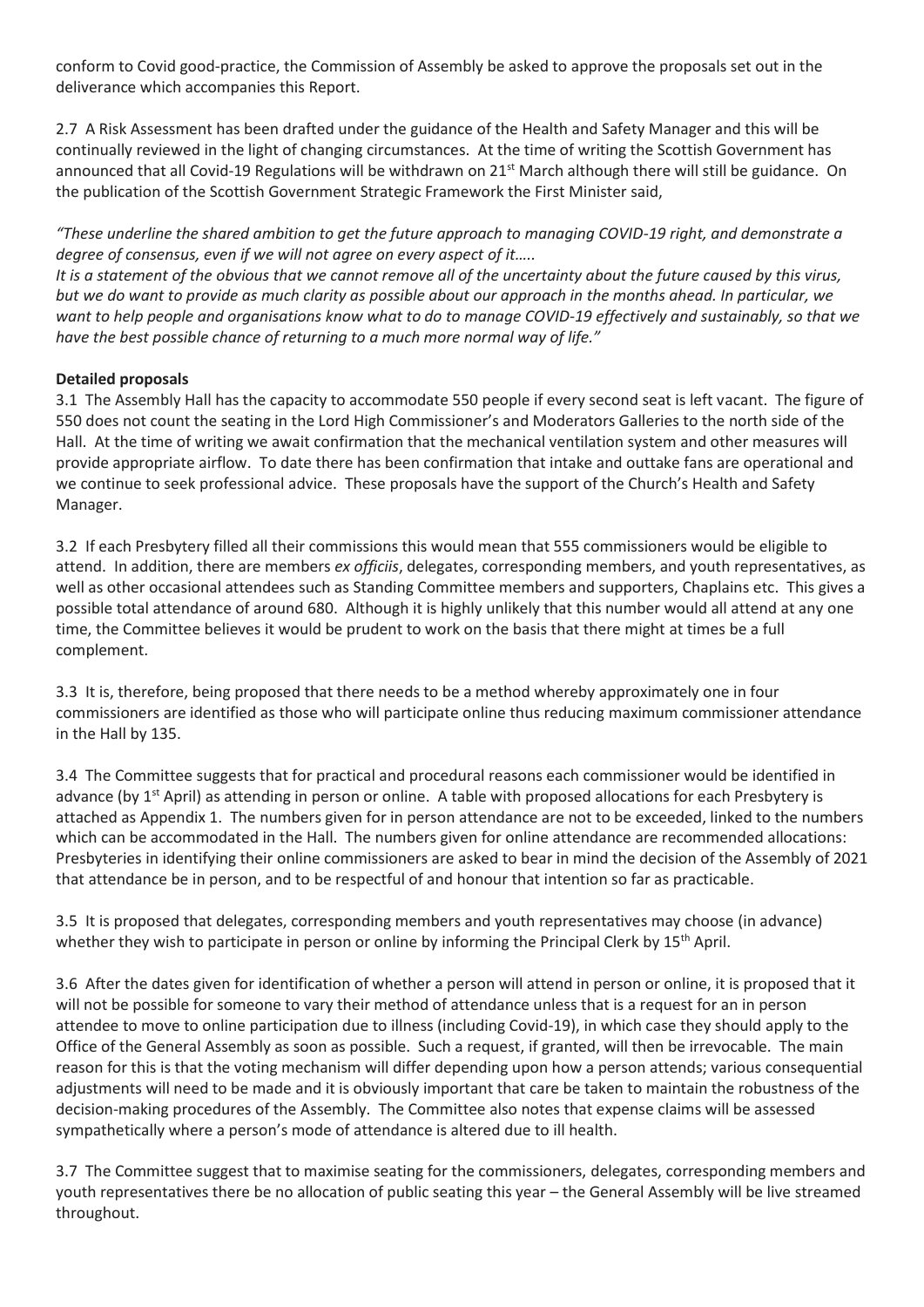conform to Covid good-practice, the Commission of Assembly be asked to approve the proposals set out in the deliverance which accompanies this Report.

2.7 A Risk Assessment has been drafted under the guidance of the Health and Safety Manager and this will be continually reviewed in the light of changing circumstances. At the time of writing the Scottish Government has announced that all Covid-19 Regulations will be withdrawn on 21st March although there will still be guidance. On the publication of the Scottish Government Strategic Framework the First Minister said,

*"These underline the shared ambition to get the future approach to managing COVID-19 right, and demonstrate a degree of consensus, even if we will not agree on every aspect of it…..*
*It is a statement of the obvious that we cannot remove all of the uncertainty about the future caused by this virus, but we do want to provide as much clarity as possible about our approach in the months ahead. In particular, we want to help people and organisations know what to do to manage COVID-19 effectively and sustainably, so that we have the best possible chance of returning to a much more normal way of life."*

**Detailed proposals**

3.1 The Assembly Hall has the capacity to accommodate 550 people if every second seat is left vacant. The figure of 550 does not count the seating in the Lord High Commissioner's and Moderators Galleries to the north side of the Hall. At the time of writing we await confirmation that the mechanical ventilation system and other measures will provide appropriate airflow. To date there has been confirmation that intake and outtake fans are operational and we continue to seek professional advice. These proposals have the support of the Church's Health and Safety Manager.

3.2 If each Presbytery filled all their commissions this would mean that 555 commissioners would be eligible to attend. In addition, there are members *ex officiis*, delegates, corresponding members, and youth representatives, as well as other occasional attendees such as Standing Committee members and supporters, Chaplains etc. This gives a possible total attendance of around 680. Although it is highly unlikely that this number would all attend at any one time, the Committee believes it would be prudent to work on the basis that there might at times be a full complement.

3.3 It is, therefore, being proposed that there needs to be a method whereby approximately one in four commissioners are identified as those who will participate online thus reducing maximum commissioner attendance in the Hall by 135.

3.4 The Committee suggests that for practical and procedural reasons each commissioner would be identified in advance (by 1st April) as attending in person or online. A table with proposed allocations for each Presbytery is attached as Appendix 1. The numbers given for in person attendance are not to be exceeded, linked to the numbers which can be accommodated in the Hall. The numbers given for online attendance are recommended allocations: Presbyteries in identifying their online commissioners are asked to bear in mind the decision of the Assembly of 2021 that attendance be in person, and to be respectful of and honour that intention so far as practicable.

3.5 It is proposed that delegates, corresponding members and youth representatives may choose (in advance) whether they wish to participate in person or online by informing the Principal Clerk by 15th April.

3.6 After the dates given for identification of whether a person will attend in person or online, it is proposed that it will not be possible for someone to vary their method of attendance unless that is a request for an in person attendee to move to online participation due to illness (including Covid-19), in which case they should apply to the Office of the General Assembly as soon as possible. Such a request, if granted, will then be irrevocable. The main reason for this is that the voting mechanism will differ depending upon how a person attends; various consequential adjustments will need to be made and it is obviously important that care be taken to maintain the robustness of the decision-making procedures of the Assembly. The Committee also notes that expense claims will be assessed sympathetically where a person's mode of attendance is altered due to ill health.

3.7 The Committee suggest that to maximise seating for the commissioners, delegates, corresponding members and youth representatives there be no allocation of public seating this year – the General Assembly will be live streamed throughout.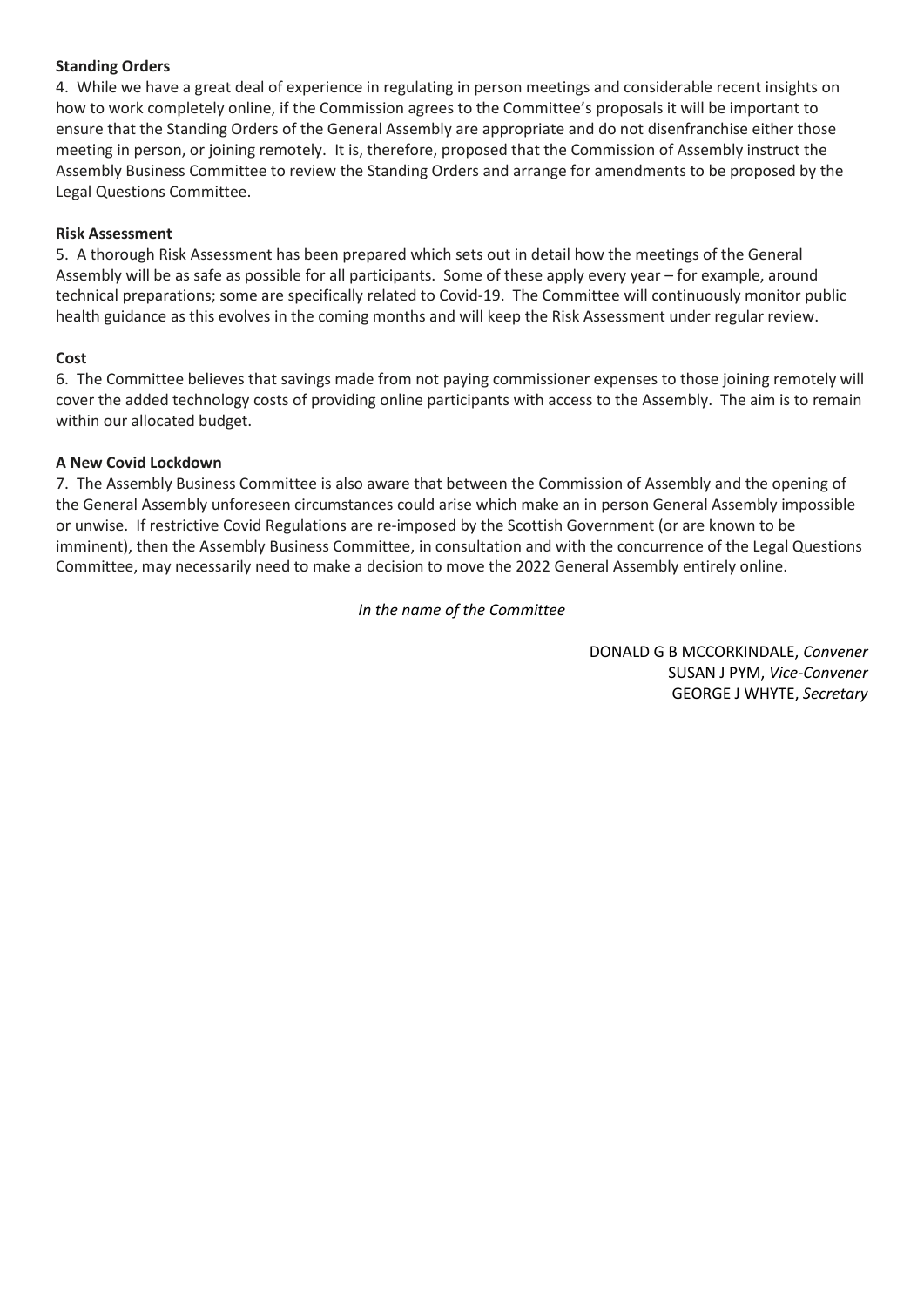**Standing Orders**

4. While we have a great deal of experience in regulating in person meetings and considerable recent insights on how to work completely online, if the Commission agrees to the Committee's proposals it will be important to ensure that the Standing Orders of the General Assembly are appropriate and do not disenfranchise either those meeting in person, or joining remotely. It is, therefore, proposed that the Commission of Assembly instruct the Assembly Business Committee to review the Standing Orders and arrange for amendments to be proposed by the Legal Questions Committee.

**Risk Assessment**

5. A thorough Risk Assessment has been prepared which sets out in detail how the meetings of the General Assembly will be as safe as possible for all participants. Some of these apply every year – for example, around technical preparations; some are specifically related to Covid-19. The Committee will continuously monitor public health guidance as this evolves in the coming months and will keep the Risk Assessment under regular review.

**Cost**

6. The Committee believes that savings made from not paying commissioner expenses to those joining remotely will cover the added technology costs of providing online participants with access to the Assembly. The aim is to remain within our allocated budget.

**A New Covid Lockdown**

7. The Assembly Business Committee is also aware that between the Commission of Assembly and the opening of the General Assembly unforeseen circumstances could arise which make an in person General Assembly impossible or unwise. If restrictive Covid Regulations are re-imposed by the Scottish Government (or are known to be imminent), then the Assembly Business Committee, in consultation and with the concurrence of the Legal Questions Committee, may necessarily need to make a decision to move the 2022 General Assembly entirely online.

*In the name of the Committee*

DONALD G B MCCORKINDALE, *Convener*
SUSAN J PYM, *Vice-Convener*
GEORGE J WHYTE, *Secretary*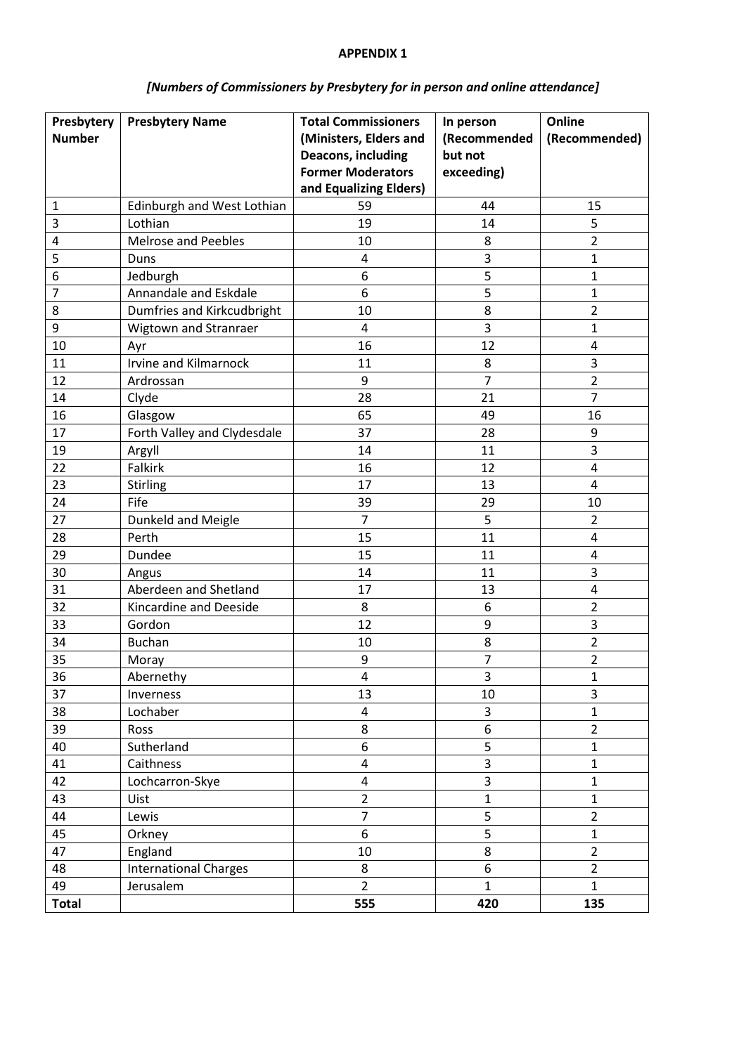**APPENDIX 1**

***[Numbers of Commissioners by Presbytery for in person and online attendance]***

| Presbytery Number | Presbytery Name | Total Commissioners (Ministers, Elders and Deacons, including Former Moderators and Equalizing Elders) | In person (Recommended but not exceeding) | Online (Recommended) |
|---|---|---|---|---|
| 1 | Edinburgh and West Lothian | 59 | 44 | 15 |
| 3 | Lothian | 19 | 14 | 5 |
| 4 | Melrose and Peebles | 10 | 8 | 2 |
| 5 | Duns | 4 | 3 | 1 |
| 6 | Jedburgh | 6 | 5 | 1 |
| 7 | Annandale and Eskdale | 6 | 5 | 1 |
| 8 | Dumfries and Kirkcudbright | 10 | 8 | 2 |
| 9 | Wigtown and Stranraer | 4 | 3 | 1 |
| 10 | Ayr | 16 | 12 | 4 |
| 11 | Irvine and Kilmarnock | 11 | 8 | 3 |
| 12 | Ardrossan | 9 | 7 | 2 |
| 14 | Clyde | 28 | 21 | 7 |
| 16 | Glasgow | 65 | 49 | 16 |
| 17 | Forth Valley and Clydesdale | 37 | 28 | 9 |
| 19 | Argyll | 14 | 11 | 3 |
| 22 | Falkirk | 16 | 12 | 4 |
| 23 | Stirling | 17 | 13 | 4 |
| 24 | Fife | 39 | 29 | 10 |
| 27 | Dunkeld and Meigle | 7 | 5 | 2 |
| 28 | Perth | 15 | 11 | 4 |
| 29 | Dundee | 15 | 11 | 4 |
| 30 | Angus | 14 | 11 | 3 |
| 31 | Aberdeen and Shetland | 17 | 13 | 4 |
| 32 | Kincardine and Deeside | 8 | 6 | 2 |
| 33 | Gordon | 12 | 9 | 3 |
| 34 | Buchan | 10 | 8 | 2 |
| 35 | Moray | 9 | 7 | 2 |
| 36 | Abernethy | 4 | 3 | 1 |
| 37 | Inverness | 13 | 10 | 3 |
| 38 | Lochaber | 4 | 3 | 1 |
| 39 | Ross | 8 | 6 | 2 |
| 40 | Sutherland | 6 | 5 | 1 |
| 41 | Caithness | 4 | 3 | 1 |
| 42 | Lochcarron-Skye | 4 | 3 | 1 |
| 43 | Uist | 2 | 1 | 1 |
| 44 | Lewis | 7 | 5 | 2 |
| 45 | Orkney | 6 | 5 | 1 |
| 47 | England | 10 | 8 | 2 |
| 48 | International Charges | 8 | 6 | 2 |
| 49 | Jerusalem | 2 | 1 | 1 |
| **Total** | | **555** | **420** | **135** |